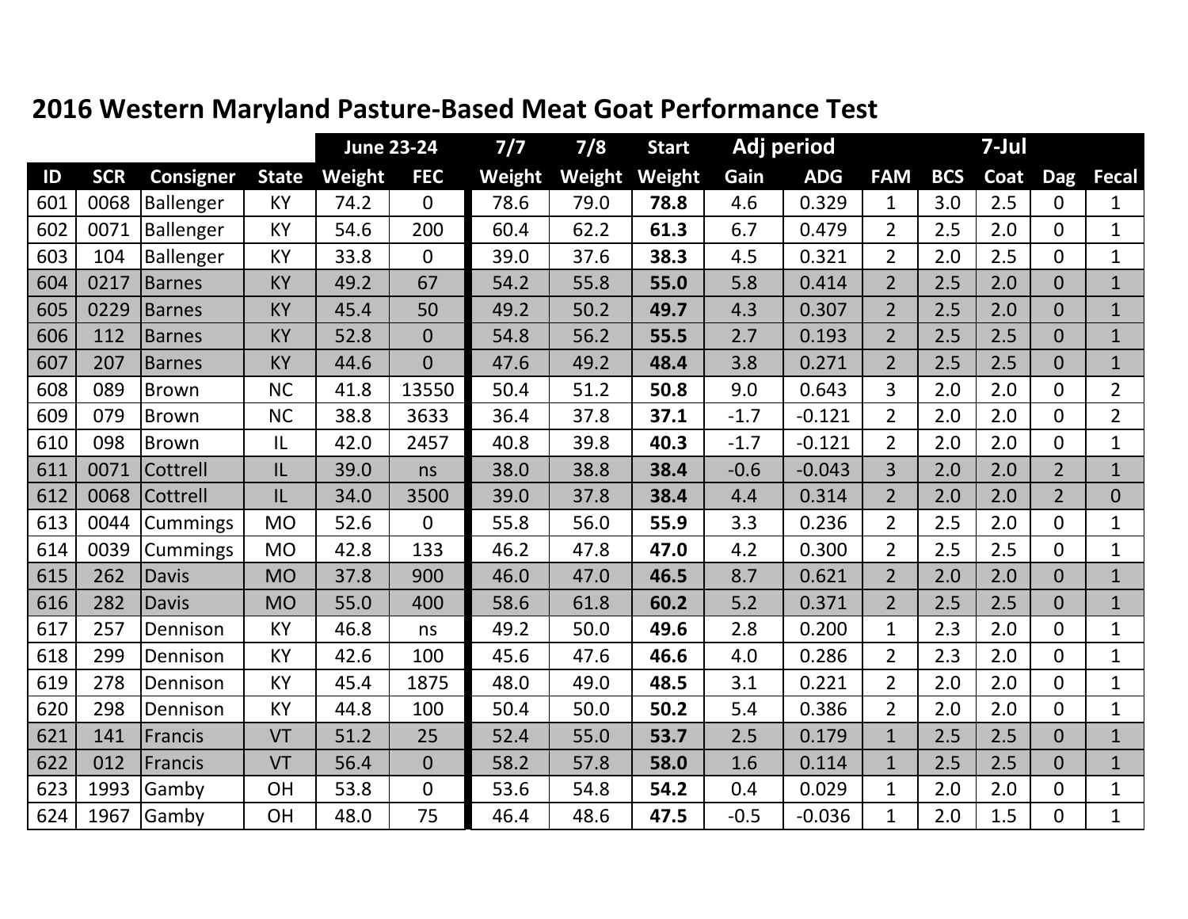# 2016 Western Maryland Pasture-Based Meat Goat Performance Test

| | | | | June 23-24 | | 7/7 | 7/8 | Start | Adj period | | 7-Jul | | | | |
|---|---|---|---|---|---|---|---|---|---|---|---|---|---|---|---|
| ID | SCR | Consigner | State | Weight | FEC | Weight | Weight | Weight | Gain | ADG | FAM | BCS | Coat | Dag | Fecal |
| 601 | 0068 | Ballenger | KY | 74.2 | 0 | 78.6 | 79.0 | **78.8** | 4.6 | 0.329 | 1 | 3.0 | 2.5 | 0 | 1 |
| 602 | 0071 | Ballenger | KY | 54.6 | 200 | 60.4 | 62.2 | **61.3** | 6.7 | 0.479 | 2 | 2.5 | 2.0 | 0 | 1 |
| 603 | 104 | Ballenger | KY | 33.8 | 0 | 39.0 | 37.6 | **38.3** | 4.5 | 0.321 | 2 | 2.0 | 2.5 | 0 | 1 |
| 604 | 0217 | Barnes | KY | 49.2 | 67 | 54.2 | 55.8 | **55.0** | 5.8 | 0.414 | 2 | 2.5 | 2.0 | 0 | 1 |
| 605 | 0229 | Barnes | KY | 45.4 | 50 | 49.2 | 50.2 | **49.7** | 4.3 | 0.307 | 2 | 2.5 | 2.0 | 0 | 1 |
| 606 | 112 | Barnes | KY | 52.8 | 0 | 54.8 | 56.2 | **55.5** | 2.7 | 0.193 | 2 | 2.5 | 2.5 | 0 | 1 |
| 607 | 207 | Barnes | KY | 44.6 | 0 | 47.6 | 49.2 | **48.4** | 3.8 | 0.271 | 2 | 2.5 | 2.5 | 0 | 1 |
| 608 | 089 | Brown | NC | 41.8 | 13550 | 50.4 | 51.2 | **50.8** | 9.0 | 0.643 | 3 | 2.0 | 2.0 | 0 | 2 |
| 609 | 079 | Brown | NC | 38.8 | 3633 | 36.4 | 37.8 | **37.1** | -1.7 | -0.121 | 2 | 2.0 | 2.0 | 0 | 2 |
| 610 | 098 | Brown | IL | 42.0 | 2457 | 40.8 | 39.8 | **40.3** | -1.7 | -0.121 | 2 | 2.0 | 2.0 | 0 | 1 |
| 611 | 0071 | Cottrell | IL | 39.0 | ns | 38.0 | 38.8 | **38.4** | -0.6 | -0.043 | 3 | 2.0 | 2.0 | 2 | 1 |
| 612 | 0068 | Cottrell | IL | 34.0 | 3500 | 39.0 | 37.8 | **38.4** | 4.4 | 0.314 | 2 | 2.0 | 2.0 | 2 | 0 |
| 613 | 0044 | Cummings | MO | 52.6 | 0 | 55.8 | 56.0 | **55.9** | 3.3 | 0.236 | 2 | 2.5 | 2.0 | 0 | 1 |
| 614 | 0039 | Cummings | MO | 42.8 | 133 | 46.2 | 47.8 | **47.0** | 4.2 | 0.300 | 2 | 2.5 | 2.5 | 0 | 1 |
| 615 | 262 | Davis | MO | 37.8 | 900 | 46.0 | 47.0 | **46.5** | 8.7 | 0.621 | 2 | 2.0 | 2.0 | 0 | 1 |
| 616 | 282 | Davis | MO | 55.0 | 400 | 58.6 | 61.8 | **60.2** | 5.2 | 0.371 | 2 | 2.5 | 2.5 | 0 | 1 |
| 617 | 257 | Dennison | KY | 46.8 | ns | 49.2 | 50.0 | **49.6** | 2.8 | 0.200 | 1 | 2.3 | 2.0 | 0 | 1 |
| 618 | 299 | Dennison | KY | 42.6 | 100 | 45.6 | 47.6 | **46.6** | 4.0 | 0.286 | 2 | 2.3 | 2.0 | 0 | 1 |
| 619 | 278 | Dennison | KY | 45.4 | 1875 | 48.0 | 49.0 | **48.5** | 3.1 | 0.221 | 2 | 2.0 | 2.0 | 0 | 1 |
| 620 | 298 | Dennison | KY | 44.8 | 100 | 50.4 | 50.0 | **50.2** | 5.4 | 0.386 | 2 | 2.0 | 2.0 | 0 | 1 |
| 621 | 141 | Francis | VT | 51.2 | 25 | 52.4 | 55.0 | **53.7** | 2.5 | 0.179 | 1 | 2.5 | 2.5 | 0 | 1 |
| 622 | 012 | Francis | VT | 56.4 | 0 | 58.2 | 57.8 | **58.0** | 1.6 | 0.114 | 1 | 2.5 | 2.5 | 0 | 1 |
| 623 | 1993 | Gamby | OH | 53.8 | 0 | 53.6 | 54.8 | **54.2** | 0.4 | 0.029 | 1 | 2.0 | 2.0 | 0 | 1 |
| 624 | 1967 | Gamby | OH | 48.0 | 75 | 46.4 | 48.6 | **47.5** | -0.5 | -0.036 | 1 | 2.0 | 1.5 | 0 | 1 |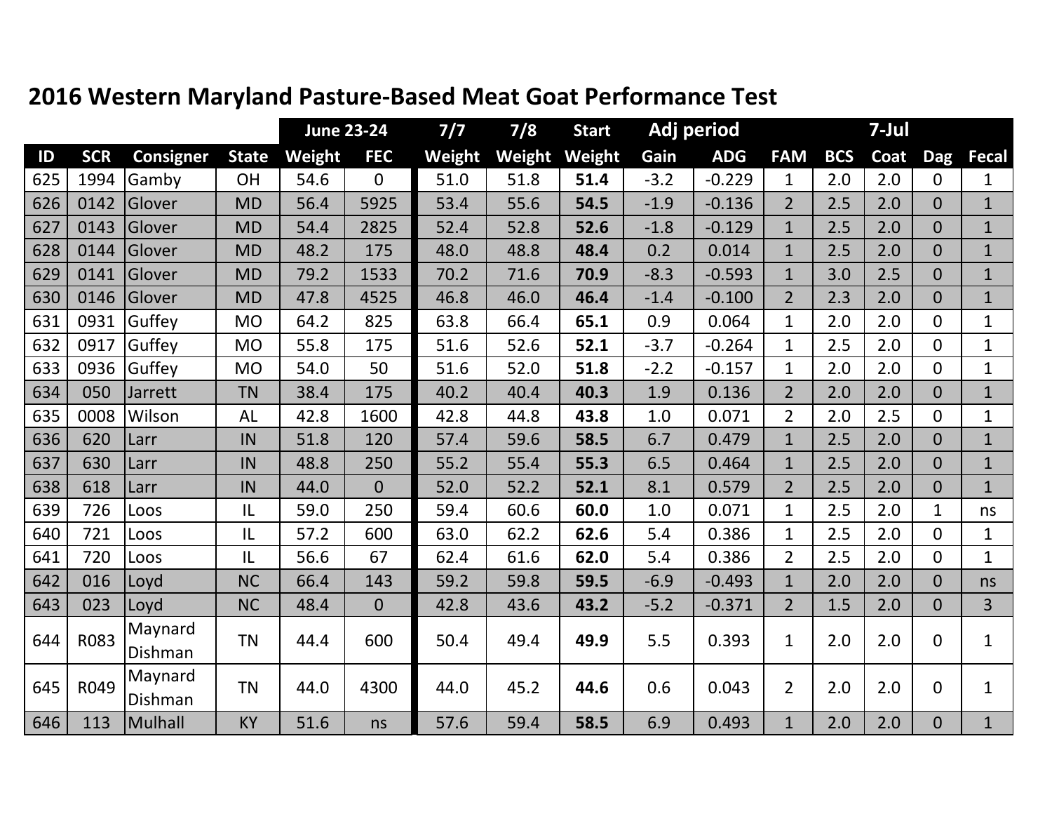## 2016 Western Maryland Pasture-Based Meat Goat Performance Test

| | | | | June 23-24 | | 7/7 | 7/8 | Start | Adj period | | 7-Jul | | | | |
|---|---|---|---|---|---|---|---|---|---|---|---|---|---|---|---|
| ID | SCR | Consigner | State | Weight | FEC | Weight | Weight | Weight | Gain | ADG | FAM | BCS | Coat | Dag | Fecal |
| 625 | 1994 | Gamby | OH | 54.6 | 0 | 51.0 | 51.8 | **51.4** | -3.2 | -0.229 | 1 | 2.0 | 2.0 | 0 | 1 |
| 626 | 0142 | Glover | MD | 56.4 | 5925 | 53.4 | 55.6 | **54.5** | -1.9 | -0.136 | 2 | 2.5 | 2.0 | 0 | 1 |
| 627 | 0143 | Glover | MD | 54.4 | 2825 | 52.4 | 52.8 | **52.6** | -1.8 | -0.129 | 1 | 2.5 | 2.0 | 0 | 1 |
| 628 | 0144 | Glover | MD | 48.2 | 175 | 48.0 | 48.8 | **48.4** | 0.2 | 0.014 | 1 | 2.5 | 2.0 | 0 | 1 |
| 629 | 0141 | Glover | MD | 79.2 | 1533 | 70.2 | 71.6 | **70.9** | -8.3 | -0.593 | 1 | 3.0 | 2.5 | 0 | 1 |
| 630 | 0146 | Glover | MD | 47.8 | 4525 | 46.8 | 46.0 | **46.4** | -1.4 | -0.100 | 2 | 2.3 | 2.0 | 0 | 1 |
| 631 | 0931 | Guffey | MO | 64.2 | 825 | 63.8 | 66.4 | **65.1** | 0.9 | 0.064 | 1 | 2.0 | 2.0 | 0 | 1 |
| 632 | 0917 | Guffey | MO | 55.8 | 175 | 51.6 | 52.6 | **52.1** | -3.7 | -0.264 | 1 | 2.5 | 2.0 | 0 | 1 |
| 633 | 0936 | Guffey | MO | 54.0 | 50 | 51.6 | 52.0 | **51.8** | -2.2 | -0.157 | 1 | 2.0 | 2.0 | 0 | 1 |
| 634 | 050 | Jarrett | TN | 38.4 | 175 | 40.2 | 40.4 | **40.3** | 1.9 | 0.136 | 2 | 2.0 | 2.0 | 0 | 1 |
| 635 | 0008 | Wilson | AL | 42.8 | 1600 | 42.8 | 44.8 | **43.8** | 1.0 | 0.071 | 2 | 2.0 | 2.5 | 0 | 1 |
| 636 | 620 | Larr | IN | 51.8 | 120 | 57.4 | 59.6 | **58.5** | 6.7 | 0.479 | 1 | 2.5 | 2.0 | 0 | 1 |
| 637 | 630 | Larr | IN | 48.8 | 250 | 55.2 | 55.4 | **55.3** | 6.5 | 0.464 | 1 | 2.5 | 2.0 | 0 | 1 |
| 638 | 618 | Larr | IN | 44.0 | 0 | 52.0 | 52.2 | **52.1** | 8.1 | 0.579 | 2 | 2.5 | 2.0 | 0 | 1 |
| 639 | 726 | Loos | IL | 59.0 | 250 | 59.4 | 60.6 | **60.0** | 1.0 | 0.071 | 1 | 2.5 | 2.0 | 1 | ns |
| 640 | 721 | Loos | IL | 57.2 | 600 | 63.0 | 62.2 | **62.6** | 5.4 | 0.386 | 1 | 2.5 | 2.0 | 0 | 1 |
| 641 | 720 | Loos | IL | 56.6 | 67 | 62.4 | 61.6 | **62.0** | 5.4 | 0.386 | 2 | 2.5 | 2.0 | 0 | 1 |
| 642 | 016 | Loyd | NC | 66.4 | 143 | 59.2 | 59.8 | **59.5** | -6.9 | -0.493 | 1 | 2.0 | 2.0 | 0 | ns |
| 643 | 023 | Loyd | NC | 48.4 | 0 | 42.8 | 43.6 | **43.2** | -5.2 | -0.371 | 2 | 1.5 | 2.0 | 0 | 3 |
| 644 | R083 | Maynard Dishman | TN | 44.4 | 600 | 50.4 | 49.4 | **49.9** | 5.5 | 0.393 | 1 | 2.0 | 2.0 | 0 | 1 |
| 645 | R049 | Maynard Dishman | TN | 44.0 | 4300 | 44.0 | 45.2 | **44.6** | 0.6 | 0.043 | 2 | 2.0 | 2.0 | 0 | 1 |
| 646 | 113 | Mulhall | KY | 51.6 | ns | 57.6 | 59.4 | **58.5** | 6.9 | 0.493 | 1 | 2.0 | 2.0 | 0 | 1 |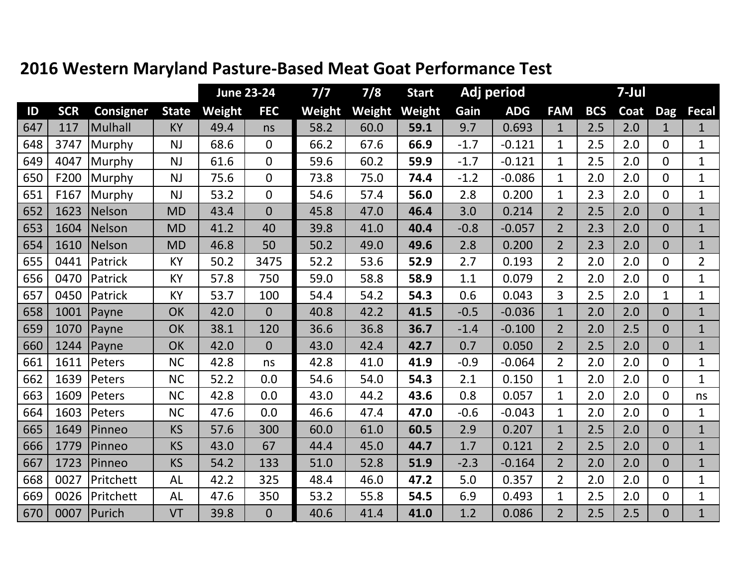# 2016 Western Maryland Pasture-Based Meat Goat Performance Test

| | | | | June 23-24 | | 7/7 | 7/8 | Start | Adj period | | 7-Jul | | | | |
|---|---|---|---|---|---|---|---|---|---|---|---|---|---|---|---|
| ID | SCR | Consigner | State | Weight | FEC | Weight | Weight | Weight | Gain | ADG | FAM | BCS | Coat | Dag | Fecal |
| 647 | 117 | Mulhall | KY | 49.4 | ns | 58.2 | 60.0 | **59.1** | 9.7 | 0.693 | 1 | 2.5 | 2.0 | 1 | 1 |
| 648 | 3747 | Murphy | NJ | 68.6 | 0 | 66.2 | 67.6 | **66.9** | -1.7 | -0.121 | 1 | 2.5 | 2.0 | 0 | 1 |
| 649 | 4047 | Murphy | NJ | 61.6 | 0 | 59.6 | 60.2 | **59.9** | -1.7 | -0.121 | 1 | 2.5 | 2.0 | 0 | 1 |
| 650 | F200 | Murphy | NJ | 75.6 | 0 | 73.8 | 75.0 | **74.4** | -1.2 | -0.086 | 1 | 2.0 | 2.0 | 0 | 1 |
| 651 | F167 | Murphy | NJ | 53.2 | 0 | 54.6 | 57.4 | **56.0** | 2.8 | 0.200 | 1 | 2.3 | 2.0 | 0 | 1 |
| 652 | 1623 | Nelson | MD | 43.4 | 0 | 45.8 | 47.0 | **46.4** | 3.0 | 0.214 | 2 | 2.5 | 2.0 | 0 | 1 |
| 653 | 1604 | Nelson | MD | 41.2 | 40 | 39.8 | 41.0 | **40.4** | -0.8 | -0.057 | 2 | 2.3 | 2.0 | 0 | 1 |
| 654 | 1610 | Nelson | MD | 46.8 | 50 | 50.2 | 49.0 | **49.6** | 2.8 | 0.200 | 2 | 2.3 | 2.0 | 0 | 1 |
| 655 | 0441 | Patrick | KY | 50.2 | 3475 | 52.2 | 53.6 | **52.9** | 2.7 | 0.193 | 2 | 2.0 | 2.0 | 0 | 2 |
| 656 | 0470 | Patrick | KY | 57.8 | 750 | 59.0 | 58.8 | **58.9** | 1.1 | 0.079 | 2 | 2.0 | 2.0 | 0 | 1 |
| 657 | 0450 | Patrick | KY | 53.7 | 100 | 54.4 | 54.2 | **54.3** | 0.6 | 0.043 | 3 | 2.5 | 2.0 | 1 | 1 |
| 658 | 1001 | Payne | OK | 42.0 | 0 | 40.8 | 42.2 | **41.5** | -0.5 | -0.036 | 1 | 2.0 | 2.0 | 0 | 1 |
| 659 | 1070 | Payne | OK | 38.1 | 120 | 36.6 | 36.8 | **36.7** | -1.4 | -0.100 | 2 | 2.0 | 2.5 | 0 | 1 |
| 660 | 1244 | Payne | OK | 42.0 | 0 | 43.0 | 42.4 | **42.7** | 0.7 | 0.050 | 2 | 2.5 | 2.0 | 0 | 1 |
| 661 | 1611 | Peters | NC | 42.8 | ns | 42.8 | 41.0 | **41.9** | -0.9 | -0.064 | 2 | 2.0 | 2.0 | 0 | 1 |
| 662 | 1639 | Peters | NC | 52.2 | 0.0 | 54.6 | 54.0 | **54.3** | 2.1 | 0.150 | 1 | 2.0 | 2.0 | 0 | 1 |
| 663 | 1609 | Peters | NC | 42.8 | 0.0 | 43.0 | 44.2 | **43.6** | 0.8 | 0.057 | 1 | 2.0 | 2.0 | 0 | ns |
| 664 | 1603 | Peters | NC | 47.6 | 0.0 | 46.6 | 47.4 | **47.0** | -0.6 | -0.043 | 1 | 2.0 | 2.0 | 0 | 1 |
| 665 | 1649 | Pinneo | KS | 57.6 | 300 | 60.0 | 61.0 | **60.5** | 2.9 | 0.207 | 1 | 2.5 | 2.0 | 0 | 1 |
| 666 | 1779 | Pinneo | KS | 43.0 | 67 | 44.4 | 45.0 | **44.7** | 1.7 | 0.121 | 2 | 2.5 | 2.0 | 0 | 1 |
| 667 | 1723 | Pinneo | KS | 54.2 | 133 | 51.0 | 52.8 | **51.9** | -2.3 | -0.164 | 2 | 2.0 | 2.0 | 0 | 1 |
| 668 | 0027 | Pritchett | AL | 42.2 | 325 | 48.4 | 46.0 | **47.2** | 5.0 | 0.357 | 2 | 2.0 | 2.0 | 0 | 1 |
| 669 | 0026 | Pritchett | AL | 47.6 | 350 | 53.2 | 55.8 | **54.5** | 6.9 | 0.493 | 1 | 2.5 | 2.0 | 0 | 1 |
| 670 | 0007 | Purich | VT | 39.8 | 0 | 40.6 | 41.4 | **41.0** | 1.2 | 0.086 | 2 | 2.5 | 2.5 | 0 | 1 |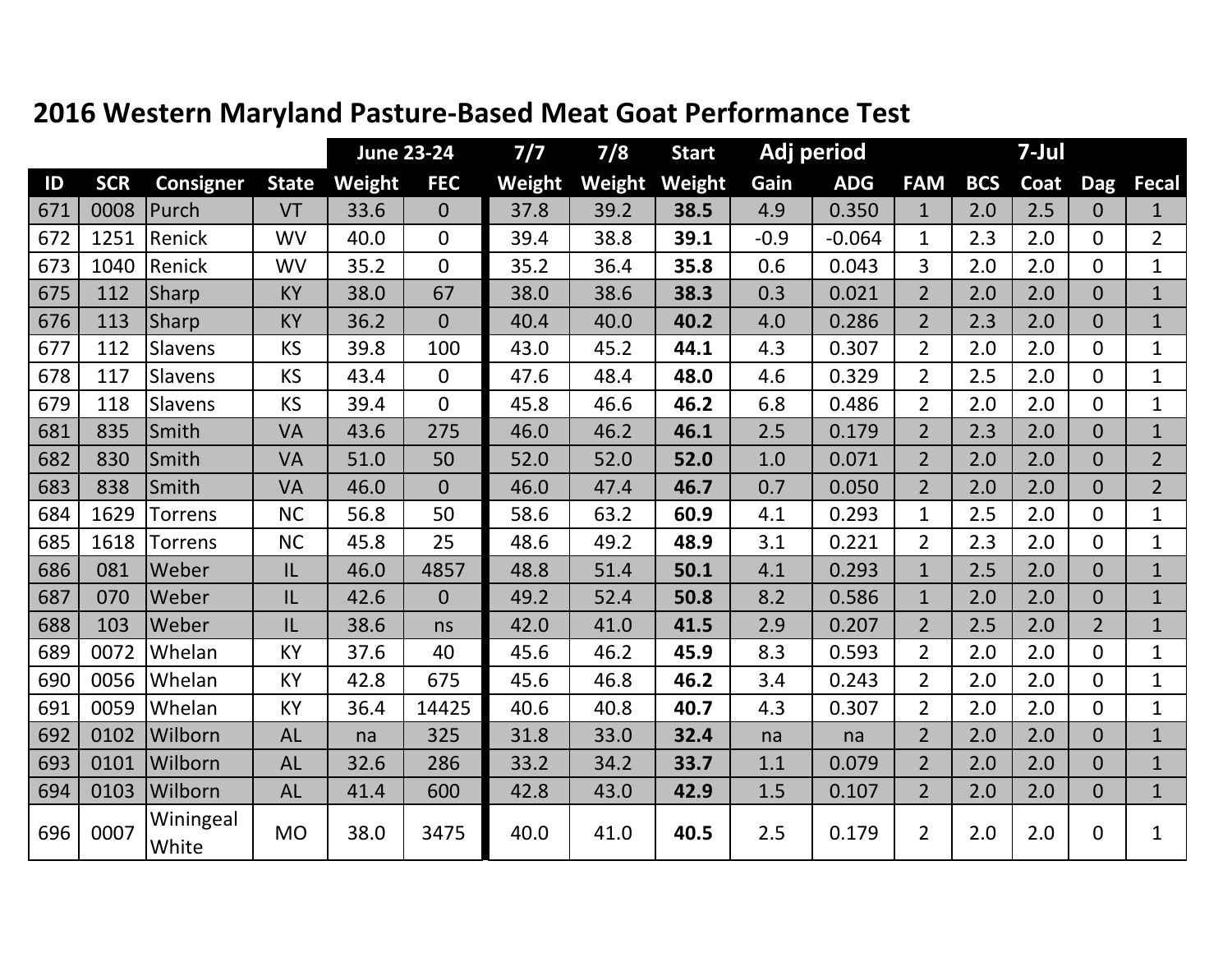## 2016 Western Maryland Pasture-Based Meat Goat Performance Test

| | | | | June 23-24 | | 7/7 | 7/8 | Start | Adj period | | 7-Jul | | | | |
|---|---|---|---|---|---|---|---|---|---|---|---|---|---|---|---|
| ID | SCR | Consigner | State | Weight | FEC | Weight | Weight | Weight | Gain | ADG | FAM | BCS | Coat | Dag | Fecal |
| 671 | 0008 | Purch | VT | 33.6 | 0 | 37.8 | 39.2 | **38.5** | 4.9 | 0.350 | 1 | 2.0 | 2.5 | 0 | 1 |
| 672 | 1251 | Renick | WV | 40.0 | 0 | 39.4 | 38.8 | **39.1** | -0.9 | -0.064 | 1 | 2.3 | 2.0 | 0 | 2 |
| 673 | 1040 | Renick | WV | 35.2 | 0 | 35.2 | 36.4 | **35.8** | 0.6 | 0.043 | 3 | 2.0 | 2.0 | 0 | 1 |
| 675 | 112 | Sharp | KY | 38.0 | 67 | 38.0 | 38.6 | **38.3** | 0.3 | 0.021 | 2 | 2.0 | 2.0 | 0 | 1 |
| 676 | 113 | Sharp | KY | 36.2 | 0 | 40.4 | 40.0 | **40.2** | 4.0 | 0.286 | 2 | 2.3 | 2.0 | 0 | 1 |
| 677 | 112 | Slavens | KS | 39.8 | 100 | 43.0 | 45.2 | **44.1** | 4.3 | 0.307 | 2 | 2.0 | 2.0 | 0 | 1 |
| 678 | 117 | Slavens | KS | 43.4 | 0 | 47.6 | 48.4 | **48.0** | 4.6 | 0.329 | 2 | 2.5 | 2.0 | 0 | 1 |
| 679 | 118 | Slavens | KS | 39.4 | 0 | 45.8 | 46.6 | **46.2** | 6.8 | 0.486 | 2 | 2.0 | 2.0 | 0 | 1 |
| 681 | 835 | Smith | VA | 43.6 | 275 | 46.0 | 46.2 | **46.1** | 2.5 | 0.179 | 2 | 2.3 | 2.0 | 0 | 1 |
| 682 | 830 | Smith | VA | 51.0 | 50 | 52.0 | 52.0 | **52.0** | 1.0 | 0.071 | 2 | 2.0 | 2.0 | 0 | 2 |
| 683 | 838 | Smith | VA | 46.0 | 0 | 46.0 | 47.4 | **46.7** | 0.7 | 0.050 | 2 | 2.0 | 2.0 | 0 | 2 |
| 684 | 1629 | Torrens | NC | 56.8 | 50 | 58.6 | 63.2 | **60.9** | 4.1 | 0.293 | 1 | 2.5 | 2.0 | 0 | 1 |
| 685 | 1618 | Torrens | NC | 45.8 | 25 | 48.6 | 49.2 | **48.9** | 3.1 | 0.221 | 2 | 2.3 | 2.0 | 0 | 1 |
| 686 | 081 | Weber | IL | 46.0 | 4857 | 48.8 | 51.4 | **50.1** | 4.1 | 0.293 | 1 | 2.5 | 2.0 | 0 | 1 |
| 687 | 070 | Weber | IL | 42.6 | 0 | 49.2 | 52.4 | **50.8** | 8.2 | 0.586 | 1 | 2.0 | 2.0 | 0 | 1 |
| 688 | 103 | Weber | IL | 38.6 | ns | 42.0 | 41.0 | **41.5** | 2.9 | 0.207 | 2 | 2.5 | 2.0 | 2 | 1 |
| 689 | 0072 | Whelan | KY | 37.6 | 40 | 45.6 | 46.2 | **45.9** | 8.3 | 0.593 | 2 | 2.0 | 2.0 | 0 | 1 |
| 690 | 0056 | Whelan | KY | 42.8 | 675 | 45.6 | 46.8 | **46.2** | 3.4 | 0.243 | 2 | 2.0 | 2.0 | 0 | 1 |
| 691 | 0059 | Whelan | KY | 36.4 | 14425 | 40.6 | 40.8 | **40.7** | 4.3 | 0.307 | 2 | 2.0 | 2.0 | 0 | 1 |
| 692 | 0102 | Wilborn | AL | na | 325 | 31.8 | 33.0 | **32.4** | na | na | 2 | 2.0 | 2.0 | 0 | 1 |
| 693 | 0101 | Wilborn | AL | 32.6 | 286 | 33.2 | 34.2 | **33.7** | 1.1 | 0.079 | 2 | 2.0 | 2.0 | 0 | 1 |
| 694 | 0103 | Wilborn | AL | 41.4 | 600 | 42.8 | 43.0 | **42.9** | 1.5 | 0.107 | 2 | 2.0 | 2.0 | 0 | 1 |
| 696 | 0007 | Winingeal White | MO | 38.0 | 3475 | 40.0 | 41.0 | **40.5** | 2.5 | 0.179 | 2 | 2.0 | 2.0 | 0 | 1 |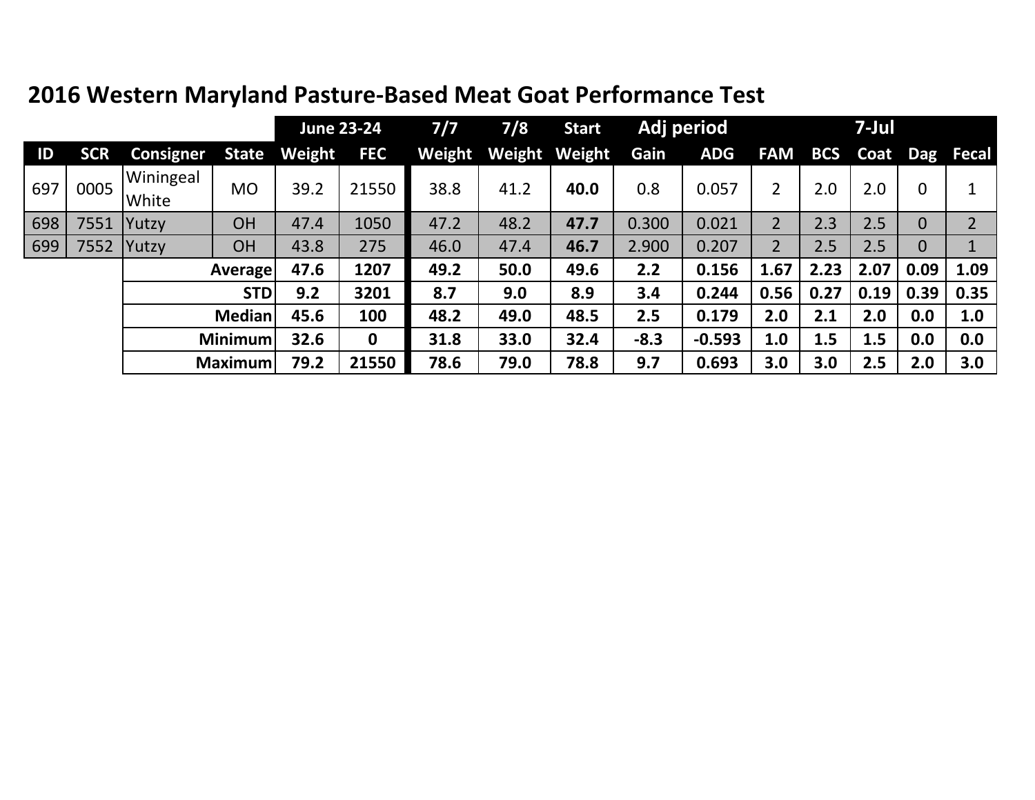## 2016 Western Maryland Pasture-Based Meat Goat Performance Test

| | | | | June 23-24 | | 7/7 | 7/8 | Start | Adj period | | 7-Jul | | | | |
|---|---|---|---|---|---|---|---|---|---|---|---|---|---|---|---|
| ID | SCR | Consigner | State | Weight | FEC | Weight | Weight | Weight | Gain | ADG | FAM | BCS | Coat | Dag | Fecal |
| 697 | 0005 | Winingeal White | MO | 39.2 | 21550 | 38.8 | 41.2 | **40.0** | 0.8 | 0.057 | 2 | 2.0 | 2.0 | 0 | 1 |
| 698 | 7551 | Yutzy | OH | 47.4 | 1050 | 47.2 | 48.2 | **47.7** | 0.300 | 0.021 | 2 | 2.3 | 2.5 | 0 | 2 |
| 699 | 7552 | Yutzy | OH | 43.8 | 275 | 46.0 | 47.4 | **46.7** | 2.900 | 0.207 | 2 | 2.5 | 2.5 | 0 | 1 |
| | | | **Average** | **47.6** | **1207** | **49.2** | **50.0** | **49.6** | **2.2** | **0.156** | **1.67** | **2.23** | **2.07** | **0.09** | **1.09** |
| | | | **STD** | **9.2** | **3201** | **8.7** | **9.0** | **8.9** | **3.4** | **0.244** | **0.56** | **0.27** | **0.19** | **0.39** | **0.35** |
| | | | **Median** | **45.6** | **100** | **48.2** | **49.0** | **48.5** | **2.5** | **0.179** | **2.0** | **2.1** | **2.0** | **0.0** | **1.0** |
| | | | **Minimum** | **32.6** | **0** | **31.8** | **33.0** | **32.4** | **-8.3** | **-0.593** | **1.0** | **1.5** | **1.5** | **0.0** | **0.0** |
| | | | **Maximum** | **79.2** | **21550** | **78.6** | **79.0** | **78.8** | **9.7** | **0.693** | **3.0** | **3.0** | **2.5** | **2.0** | **3.0** |